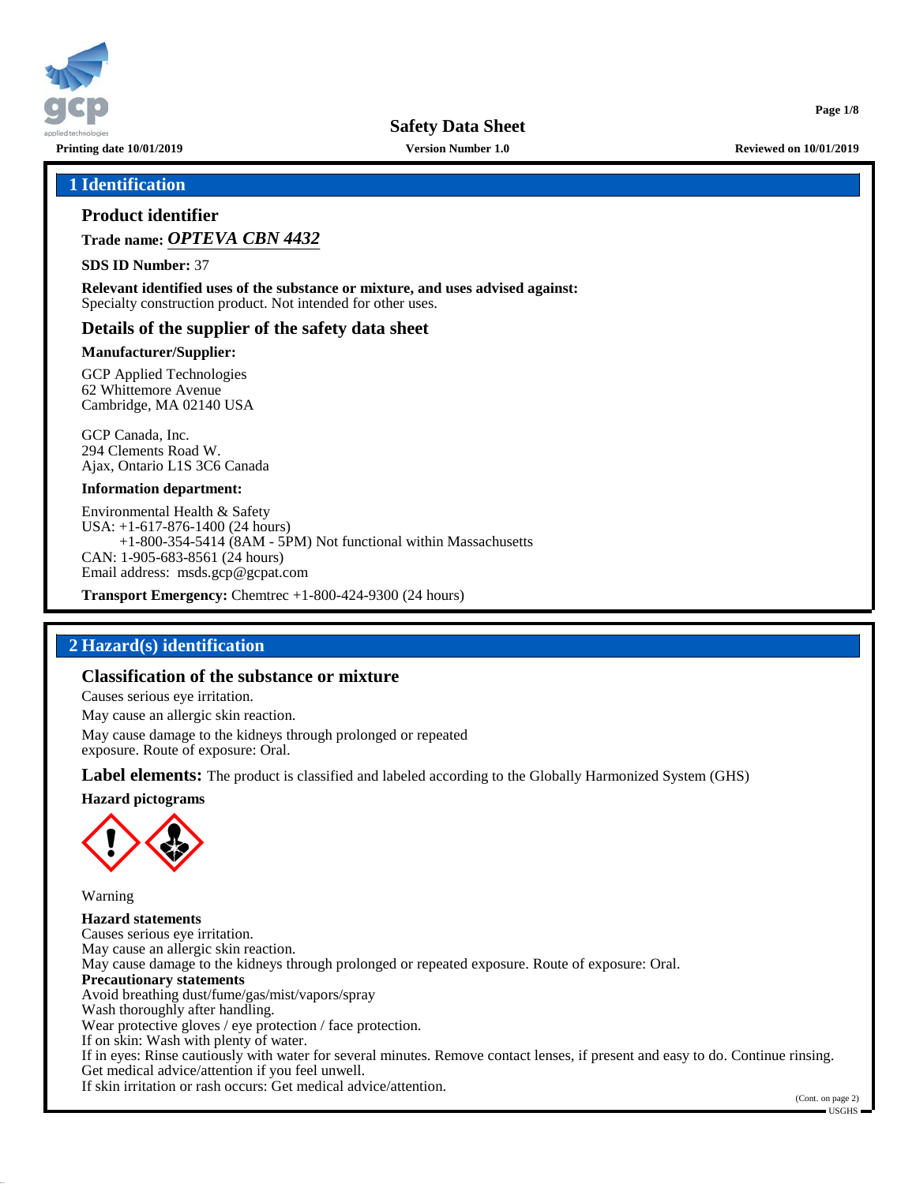**Safety Data Sheet**

Printing date 10/01/2019 | Version Number 1.0 | Reviewed on 10/01/2019

## 1 Identification

### Product identifier

**Trade name:** ***OPTEVA CBN 4432***

**SDS ID Number:** 37

**Relevant identified uses of the substance or mixture, and uses advised against:**
Specialty construction product. Not intended for other uses.

### Details of the supplier of the safety data sheet

**Manufacturer/Supplier:**

GCP Applied Technologies
62 Whittemore Avenue
Cambridge, MA 02140 USA

GCP Canada, Inc.
294 Clements Road W.
Ajax, Ontario L1S 3C6 Canada

**Information department:**

Environmental Health & Safety
USA: +1-617-876-1400 (24 hours)
+1-800-354-5414 (8AM - 5PM) Not functional within Massachusetts
CAN: 1-905-683-8561 (24 hours)
Email address: msds.gcp@gcpat.com

**Transport Emergency:** Chemtrec +1-800-424-9300 (24 hours)

## 2 Hazard(s) identification

### Classification of the substance or mixture

Causes serious eye irritation.

May cause an allergic skin reaction.

May cause damage to the kidneys through prolonged or repeated exposure. Route of exposure: Oral.

**Label elements:** The product is classified and labeled according to the Globally Harmonized System (GHS)

**Hazard pictograms**

Warning

**Hazard statements**
Causes serious eye irritation.
May cause an allergic skin reaction.
May cause damage to the kidneys through prolonged or repeated exposure. Route of exposure: Oral.

**Precautionary statements**
Avoid breathing dust/fume/gas/mist/vapors/spray
Wash thoroughly after handling.
Wear protective gloves / eye protection / face protection.
If on skin: Wash with plenty of water.
If in eyes: Rinse cautiously with water for several minutes. Remove contact lenses, if present and easy to do. Continue rinsing.
Get medical advice/attention if you feel unwell.
If skin irritation or rash occurs: Get medical advice/attention.

(Cont. on page 2)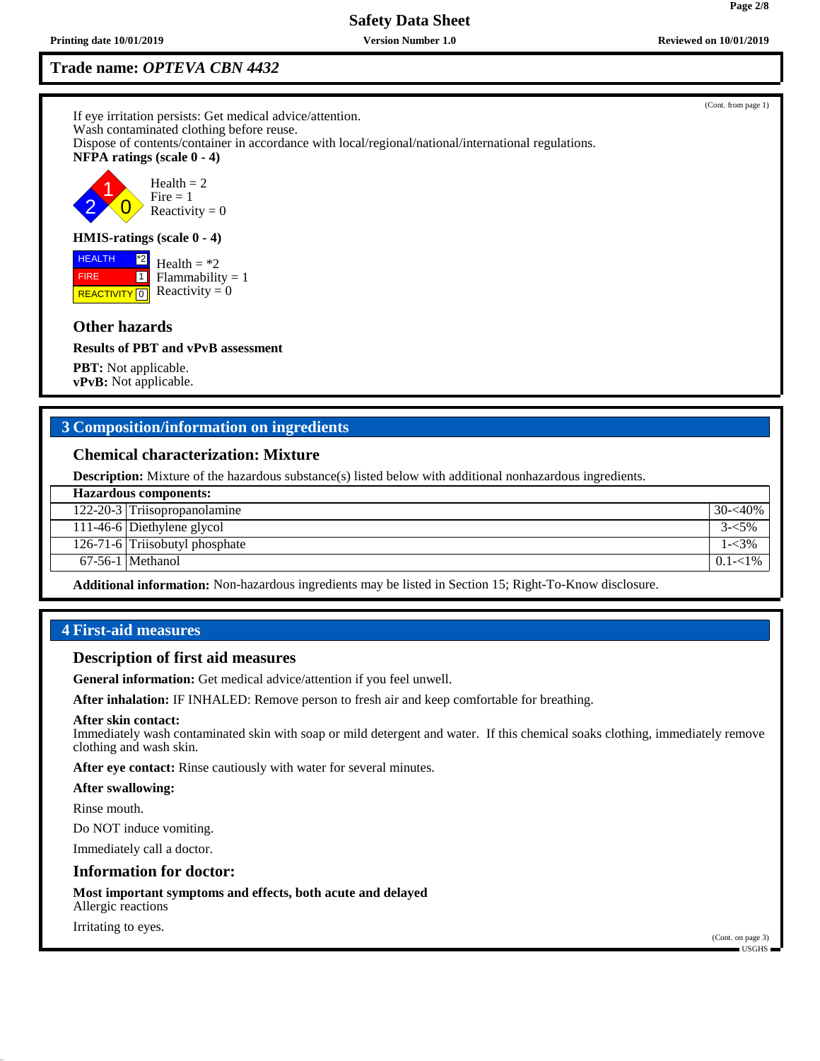Trade name: *OPTEVA CBN 4432*

(Cont. from page 1)

If eye irritation persists: Get medical advice/attention.
Wash contaminated clothing before reuse.
Dispose of contents/container in accordance with local/regional/national/international regulations.

**NFPA ratings (scale 0 - 4)**

Health = 2
Fire = 1
Reactivity = 0

**HMIS-ratings (scale 0 - 4)**

| HEALTH | *2 |
|---|---|
| FIRE | 1 |
| REACTIVITY | 0 |

Health = *2
Flammability = 1
Reactivity = 0

## Other hazards

**Results of PBT and vPvB assessment**

**PBT:** Not applicable.
**vPvB:** Not applicable.

# 3 Composition/information on ingredients

## Chemical characterization: Mixture

**Description:** Mixture of the hazardous substance(s) listed below with additional nonhazardous ingredients.

| Hazardous components: | | |
|---|---|---|
| 122-20-3 | Triisopropanolamine | 30-<40% |
| 111-46-6 | Diethylene glycol | 3-<5% |
| 126-71-6 | Triisobutyl phosphate | 1-<3% |
| 67-56-1 | Methanol | 0.1-<1% |

**Additional information:** Non-hazardous ingredients may be listed in Section 15; Right-To-Know disclosure.

# 4 First-aid measures

## Description of first aid measures

**General information:** Get medical advice/attention if you feel unwell.

**After inhalation:** IF INHALED: Remove person to fresh air and keep comfortable for breathing.

**After skin contact:**
Immediately wash contaminated skin with soap or mild detergent and water. If this chemical soaks clothing, immediately remove clothing and wash skin.

**After eye contact:** Rinse cautiously with water for several minutes.

**After swallowing:**

Rinse mouth.

Do NOT induce vomiting.

Immediately call a doctor.

## Information for doctor:

**Most important symptoms and effects, both acute and delayed**
Allergic reactions

Irritating to eyes.

(Cont. on page 3)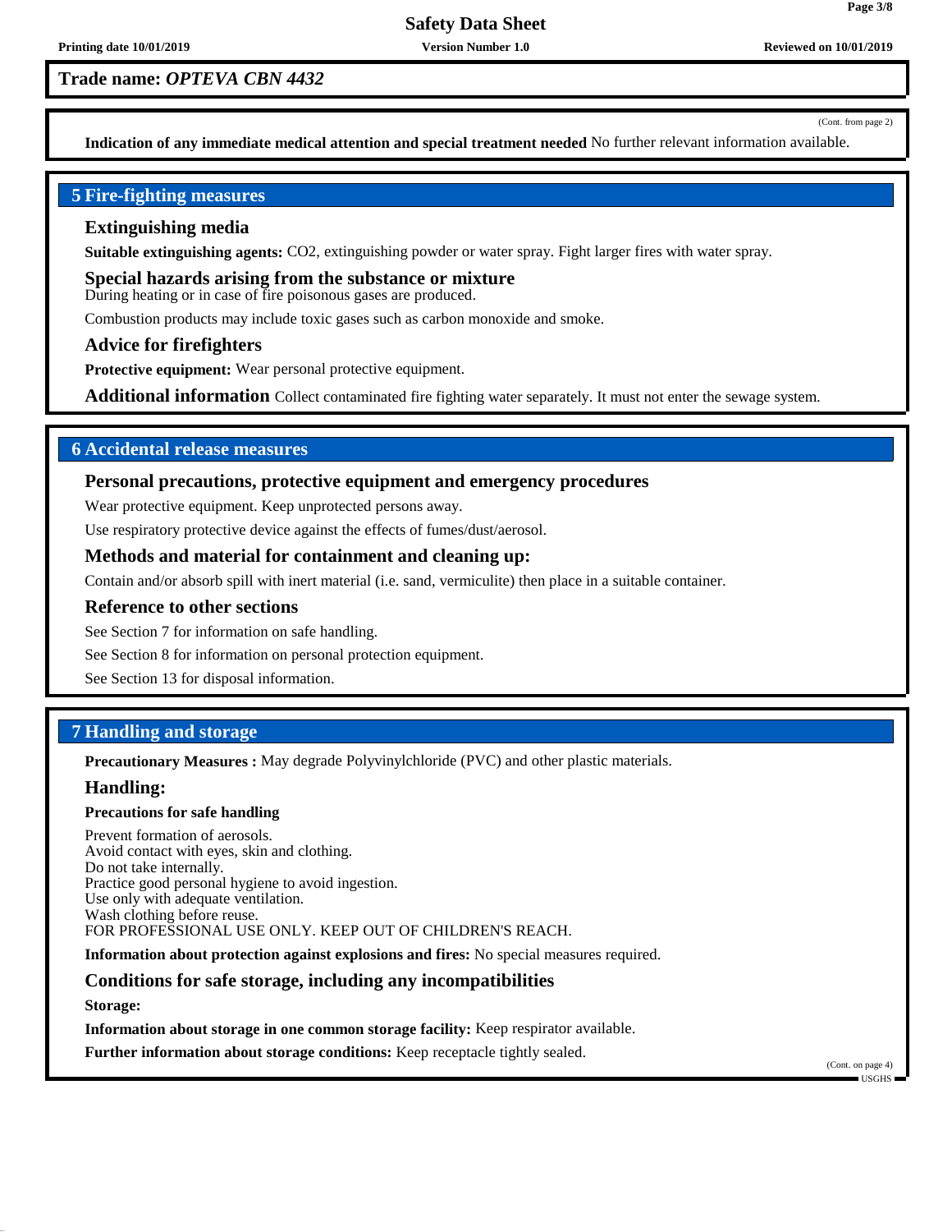**Indication of any immediate medical attention and special treatment needed** No further relevant information available.

## 5 Fire-fighting measures

### Extinguishing media

**Suitable extinguishing agents:** $CO_2$, extinguishing powder or water spray. Fight larger fires with water spray.

### Special hazards arising from the substance or mixture

During heating or in case of fire poisonous gases are produced.

Combustion products may include toxic gases such as carbon monoxide and smoke.

### Advice for firefighters

**Protective equipment:** Wear personal protective equipment.

**Additional information** Collect contaminated fire fighting water separately. It must not enter the sewage system.

## 6 Accidental release measures

### Personal precautions, protective equipment and emergency procedures

Wear protective equipment. Keep unprotected persons away.

Use respiratory protective device against the effects of fumes/dust/aerosol.

### Methods and material for containment and cleaning up:

Contain and/or absorb spill with inert material (i.e. sand, vermiculite) then place in a suitable container.

### Reference to other sections

See Section 7 for information on safe handling.

See Section 8 for information on personal protection equipment.

See Section 13 for disposal information.

## 7 Handling and storage

**Precautionary Measures :** May degrade Polyvinylchloride (PVC) and other plastic materials.

### Handling:

**Precautions for safe handling**

Prevent formation of aerosols.
Avoid contact with eyes, skin and clothing.
Do not take internally.
Practice good personal hygiene to avoid ingestion.
Use only with adequate ventilation.
Wash clothing before reuse.
FOR PROFESSIONAL USE ONLY. KEEP OUT OF CHILDREN'S REACH.

**Information about protection against explosions and fires:** No special measures required.

### Conditions for safe storage, including any incompatibilities

**Storage:**

**Information about storage in one common storage facility:** Keep respirator available.

**Further information about storage conditions:** Keep receptacle tightly sealed.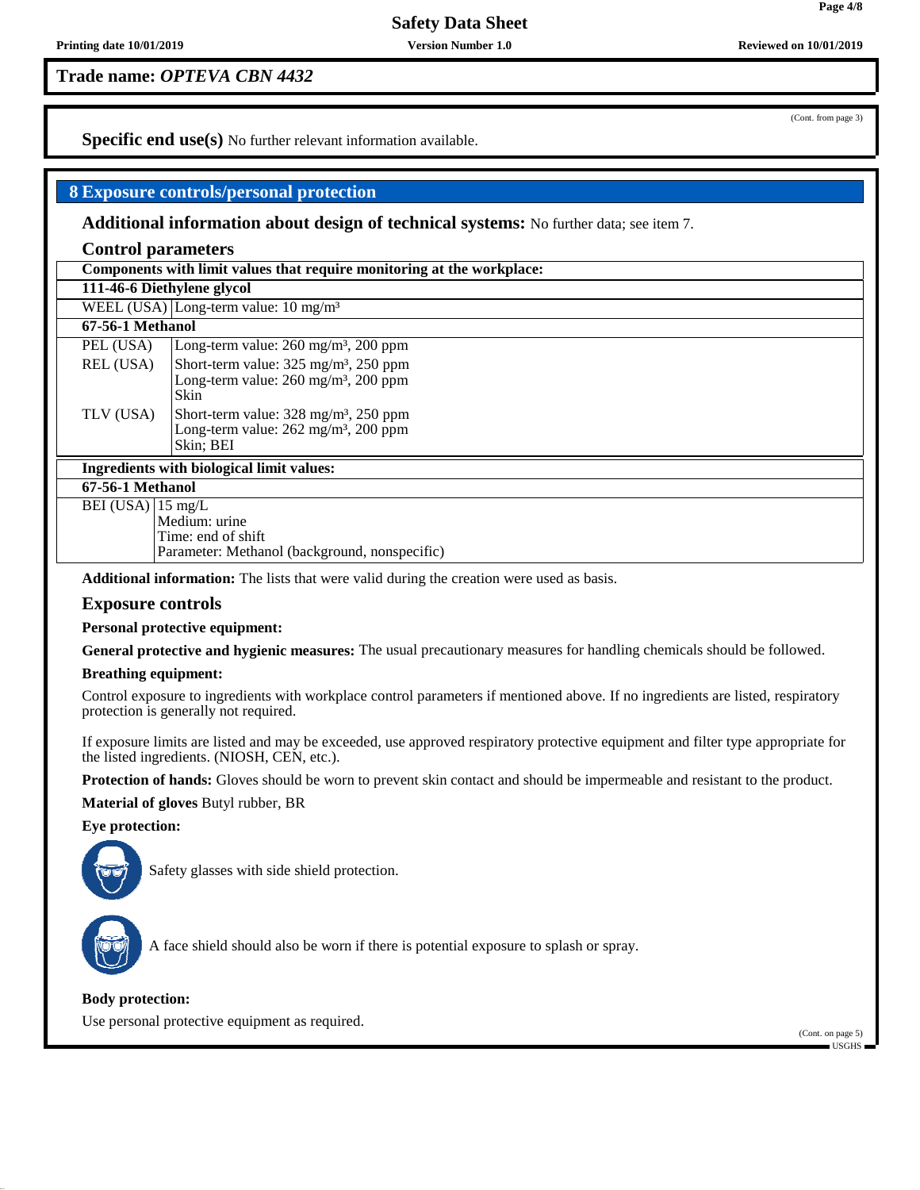**Trade name:** ***OPTEVA CBN 4432***

(Cont. from page 3)

**Specific end use(s)** No further relevant information available.

## 8 Exposure controls/personal protection

### Additional information about design of technical systems: No further data; see item 7.

### Control parameters

| Components with limit values that require monitoring at the workplace: | |
|---|---|
| **111-46-6 Diethylene glycol** | |
| WEEL (USA) | Long-term value: 10 mg/m³ |
| **67-56-1 Methanol** | |
| PEL (USA) | Long-term value: 260 mg/m³, 200 ppm |
| REL (USA) | Short-term value: 325 mg/m³, 250 ppm<br>Long-term value: 260 mg/m³, 200 ppm<br>Skin |
| TLV (USA) | Short-term value: 328 mg/m³, 250 ppm<br>Long-term value: 262 mg/m³, 200 ppm<br>Skin; BEI |

| Ingredients with biological limit values: | |
|---|---|
| **67-56-1 Methanol** | |
| BEI (USA) | 15 mg/L<br>Medium: urine<br>Time: end of shift<br>Parameter: Methanol (background, nonspecific) |

**Additional information:** The lists that were valid during the creation were used as basis.

### Exposure controls

**Personal protective equipment:**

**General protective and hygienic measures:** The usual precautionary measures for handling chemicals should be followed.

**Breathing equipment:**

Control exposure to ingredients with workplace control parameters if mentioned above. If no ingredients are listed, respiratory protection is generally not required.

If exposure limits are listed and may be exceeded, use approved respiratory protective equipment and filter type appropriate for the listed ingredients. (NIOSH, CEN, etc.).

**Protection of hands:** Gloves should be worn to prevent skin contact and should be impermeable and resistant to the product.

**Material of gloves** Butyl rubber, BR

**Eye protection:**

Safety glasses with side shield protection.

A face shield should also be worn if there is potential exposure to splash or spray.

**Body protection:**

Use personal protective equipment as required.

(Cont. on page 5)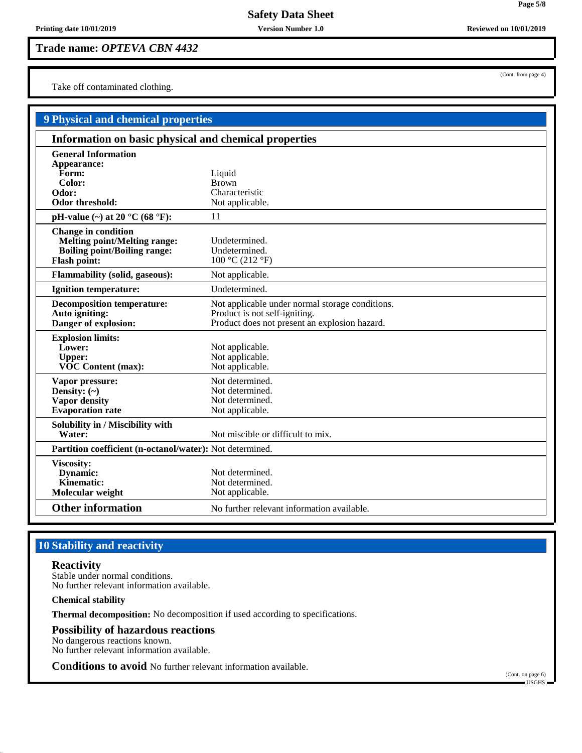**Trade name: *OPTEVA CBN 4432***

(Cont. from page 4)

Take off contaminated clothing.

## 9 Physical and chemical properties

### Information on basic physical and chemical properties

| | |
|---|---|
| **General Information** | |
| **Appearance:** | |
| **Form:** | Liquid |
| **Color:** | Brown |
| **Odor:** | Characteristic |
| **Odor threshold:** | Not applicable. |
| **pH-value (~) at 20 °C (68 °F):** | 11 |
| **Change in condition** | |
| **Melting point/Melting range:** | Undetermined. |
| **Boiling point/Boiling range:** | Undetermined. |
| **Flash point:** | 100 °C (212 °F) |
| **Flammability (solid, gaseous):** | Not applicable. |
| **Ignition temperature:** | Undetermined. |
| **Decomposition temperature:** | Not applicable under normal storage conditions. |
| **Auto igniting:** | Product is not self-igniting. |
| **Danger of explosion:** | Product does not present an explosion hazard. |
| **Explosion limits:** | |
| **Lower:** | Not applicable. |
| **Upper:** | Not applicable. |
| **VOC Content (max):** | Not applicable. |
| **Vapor pressure:** | Not determined. |
| **Density: (~)** | Not determined. |
| **Vapor density** | Not determined. |
| **Evaporation rate** | Not applicable. |
| **Solubility in / Miscibility with** | |
| **Water:** | Not miscible or difficult to mix. |
| **Partition coefficient (n-octanol/water):** | Not determined. |
| **Viscosity:** | |
| **Dynamic:** | Not determined. |
| **Kinematic:** | Not determined. |
| **Molecular weight** | Not applicable. |
| **Other information** | No further relevant information available. |

## 10 Stability and reactivity

### Reactivity

Stable under normal conditions.
No further relevant information available.

**Chemical stability**

**Thermal decomposition:** No decomposition if used according to specifications.

### Possibility of hazardous reactions

No dangerous reactions known.
No further relevant information available.

**Conditions to avoid** No further relevant information available.

(Cont. on page 6)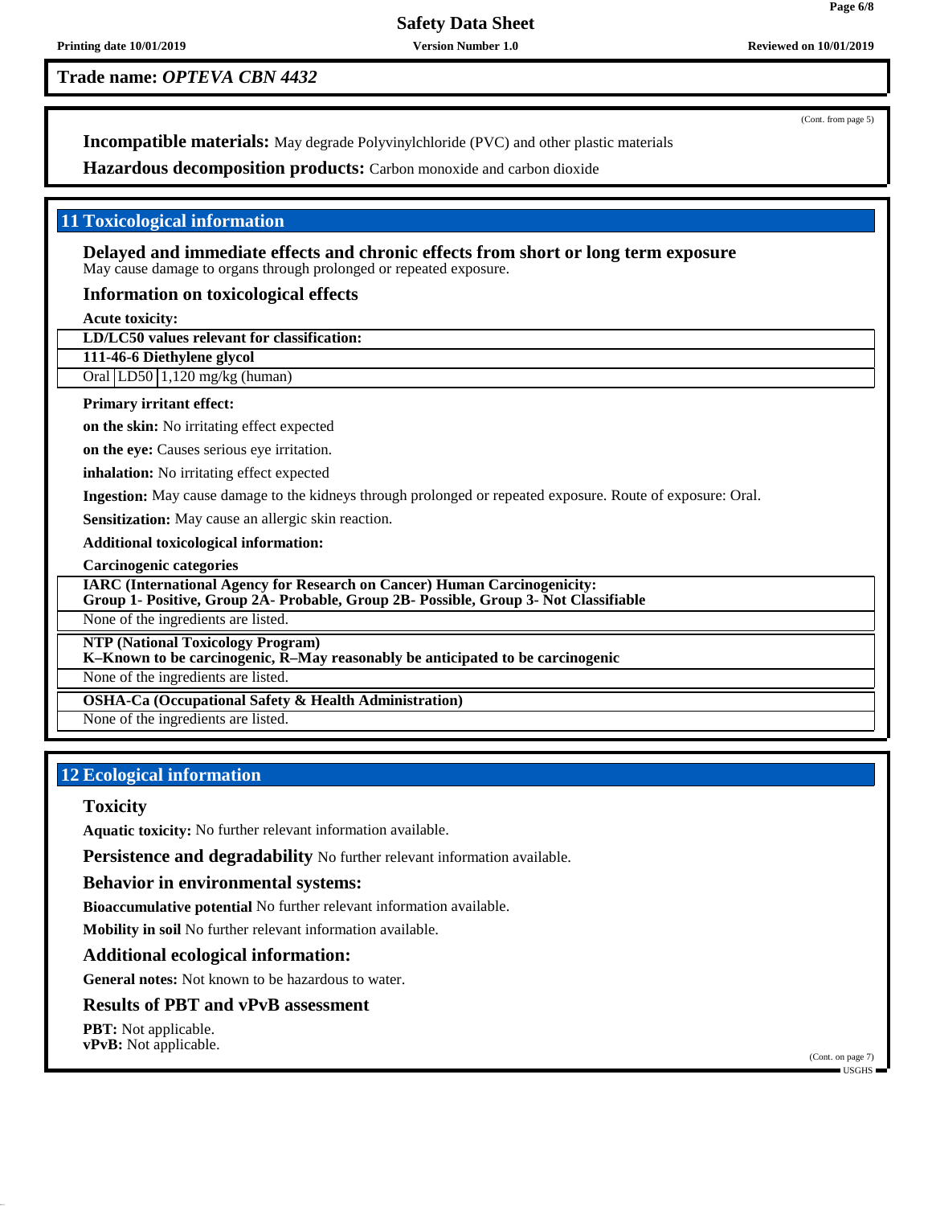**Trade name:** ***OPTEVA CBN 4432***

(Cont. from page 5)

**Incompatible materials:** May degrade Polyvinylchloride (PVC) and other plastic materials

**Hazardous decomposition products:** Carbon monoxide and carbon dioxide

## 11 Toxicological information

### Delayed and immediate effects and chronic effects from short or long term exposure

May cause damage to organs through prolonged or repeated exposure.

### Information on toxicological effects

**Acute toxicity:**

| **LD/LC50 values relevant for classification:** | | |
|---|---|---|
| **111-46-6 Diethylene glycol** | | |
| Oral | LD50 | 1,120 mg/kg (human) |

**Primary irritant effect:**

**on the skin:** No irritating effect expected

**on the eye:** Causes serious eye irritation.

**inhalation:** No irritating effect expected

**Ingestion:** May cause damage to the kidneys through prolonged or repeated exposure. Route of exposure: Oral.

**Sensitization:** May cause an allergic skin reaction.

**Additional toxicological information:**

**Carcinogenic categories**

| **IARC (International Agency for Research on Cancer) Human Carcinogenicity: Group 1- Positive, Group 2A- Probable, Group 2B- Possible, Group 3- Not Classifiable** |
|---|
| None of the ingredients are listed. |

| **NTP (National Toxicology Program) K–Known to be carcinogenic, R–May reasonably be anticipated to be carcinogenic** |
|---|
| None of the ingredients are listed. |

| **OSHA-Ca (Occupational Safety & Health Administration)** |
|---|
| None of the ingredients are listed. |

## 12 Ecological information

### Toxicity

**Aquatic toxicity:** No further relevant information available.

**Persistence and degradability** No further relevant information available.

### Behavior in environmental systems:

**Bioaccumulative potential** No further relevant information available.

**Mobility in soil** No further relevant information available.

### Additional ecological information:

**General notes:** Not known to be hazardous to water.

### Results of PBT and vPvB assessment

**PBT:** Not applicable.
**vPvB:** Not applicable.

(Cont. on page 7)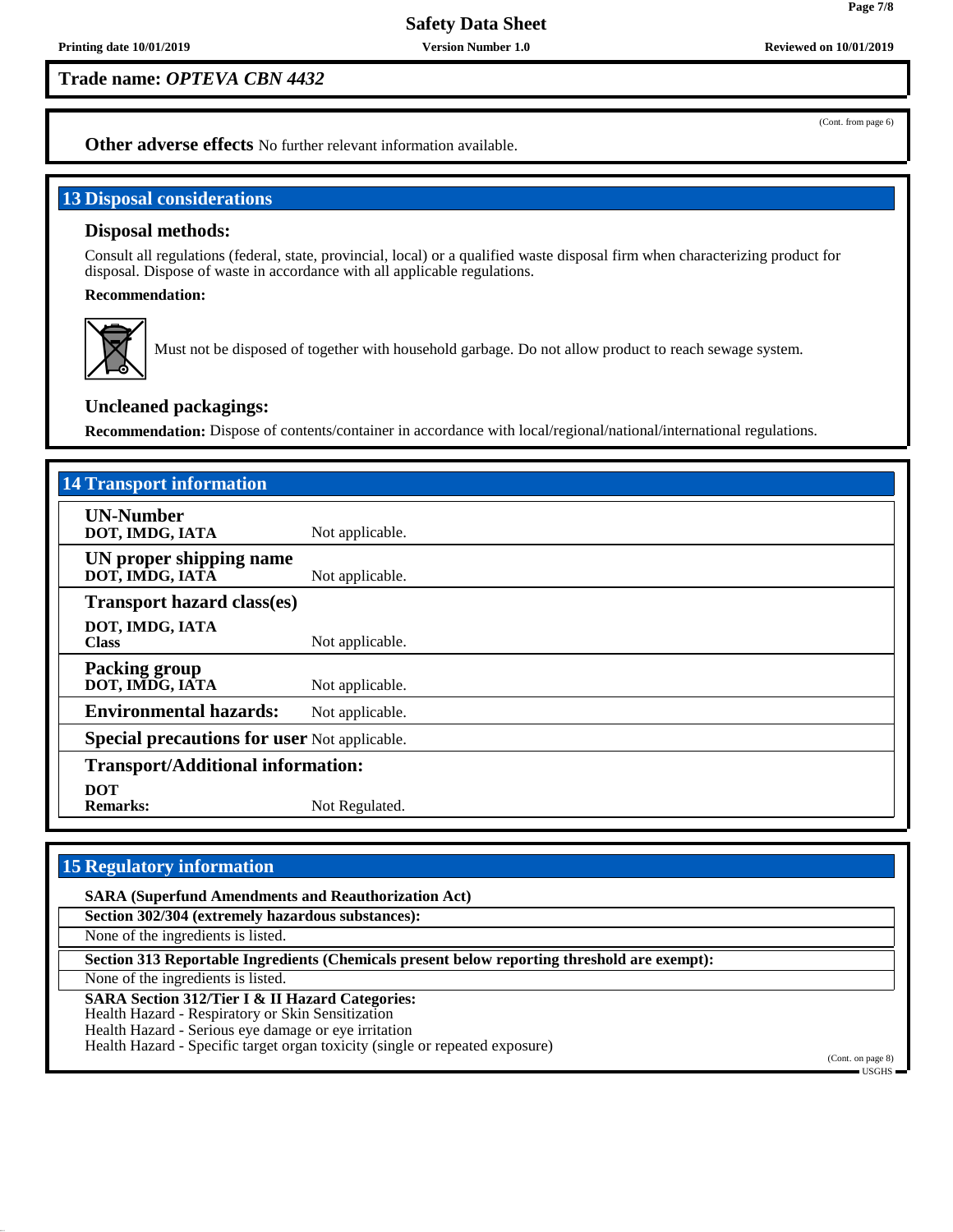**Trade name:** ***OPTEVA CBN 4432***

(Cont. from page 6)

**Other adverse effects** No further relevant information available.

## 13 Disposal considerations

### Disposal methods:

Consult all regulations (federal, state, provincial, local) or a qualified waste disposal firm when characterizing product for disposal. Dispose of waste in accordance with all applicable regulations.

**Recommendation:**

Must not be disposed of together with household garbage. Do not allow product to reach sewage system.

### Uncleaned packagings:

**Recommendation:** Dispose of contents/container in accordance with local/regional/national/international regulations.

## 14 Transport information

| | |
|---|---|
| **UN-Number**<br>**DOT, IMDG, IATA** | Not applicable. |
| **UN proper shipping name**<br>**DOT, IMDG, IATA** | Not applicable. |
| **Transport hazard class(es)**<br>**DOT, IMDG, IATA**<br>**Class** | Not applicable. |
| **Packing group**<br>**DOT, IMDG, IATA** | Not applicable. |
| **Environmental hazards:** | Not applicable. |
| **Special precautions for user** | Not applicable. |
| **Transport/Additional information:**<br>**DOT**<br>**Remarks:** | Not Regulated. |

## 15 Regulatory information

**SARA (Superfund Amendments and Reauthorization Act)**

**Section 302/304 (extremely hazardous substances):**

None of the ingredients is listed.

**Section 313 Reportable Ingredients (Chemicals present below reporting threshold are exempt):**

None of the ingredients is listed.

**SARA Section 312/Tier I & II Hazard Categories:**
Health Hazard - Respiratory or Skin Sensitization
Health Hazard - Serious eye damage or eye irritation
Health Hazard - Specific target organ toxicity (single or repeated exposure)

(Cont. on page 8)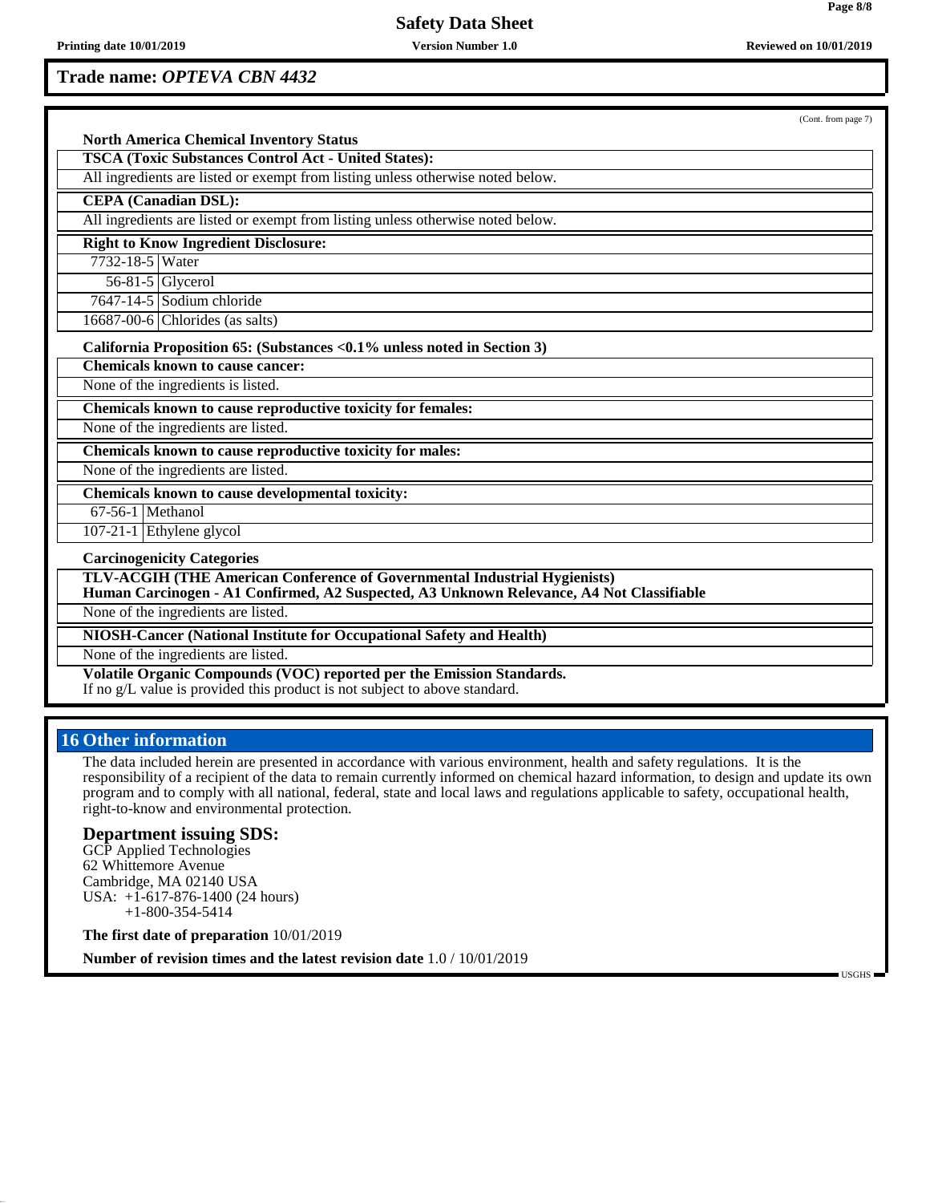**Trade name: *OPTEVA CBN 4432***

(Cont. from page 7)

**North America Chemical Inventory Status**

**TSCA (Toxic Substances Control Act - United States):**

All ingredients are listed or exempt from listing unless otherwise noted below.

**CEPA (Canadian DSL):**

All ingredients are listed or exempt from listing unless otherwise noted below.

**Right to Know Ingredient Disclosure:**

| | |
|---|---|
| 7732-18-5 | Water |
| 56-81-5 | Glycerol |
| 7647-14-5 | Sodium chloride |
| 16687-00-6 | Chlorides (as salts) |

**California Proposition 65: (Substances <0.1% unless noted in Section 3)**

**Chemicals known to cause cancer:**

None of the ingredients is listed.

**Chemicals known to cause reproductive toxicity for females:**

None of the ingredients are listed.

**Chemicals known to cause reproductive toxicity for males:**

None of the ingredients are listed.

**Chemicals known to cause developmental toxicity:**

| | |
|---|---|
| 67-56-1 | Methanol |
| 107-21-1 | Ethylene glycol |

**Carcinogenicity Categories**

**TLV-ACGIH (THE American Conference of Governmental Industrial Hygienists)**
**Human Carcinogen - A1 Confirmed, A2 Suspected, A3 Unknown Relevance, A4 Not Classifiable**

None of the ingredients are listed.

**NIOSH-Cancer (National Institute for Occupational Safety and Health)**

None of the ingredients are listed.

**Volatile Organic Compounds (VOC) reported per the Emission Standards.**
If no g/L value is provided this product is not subject to above standard.

## 16 Other information

The data included herein are presented in accordance with various environment, health and safety regulations. It is the responsibility of a recipient of the data to remain currently informed on chemical hazard information, to design and update its own program and to comply with all national, federal, state and local laws and regulations applicable to safety, occupational health, right-to-know and environmental protection.

### Department issuing SDS:

GCP Applied Technologies
62 Whittemore Avenue
Cambridge, MA 02140 USA
USA: +1-617-876-1400 (24 hours)
+1-800-354-5414

**The first date of preparation** 10/01/2019

**Number of revision times and the latest revision date** 1.0 / 10/01/2019